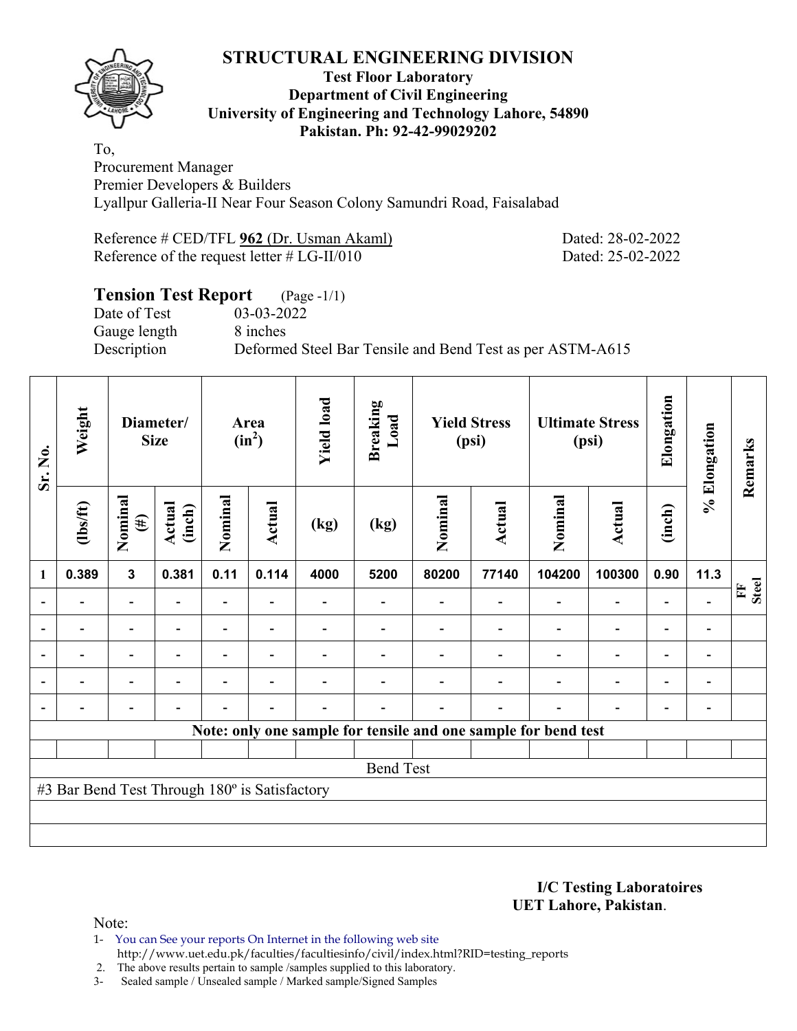# STRUCTURAL ENGINEERING DIVISION

**Test Floor Laboratory**
**Department of Civil Engineering**
**University of Engineering and Technology Lahore, 54890**
**Pakistan. Ph: 92-42-99029202**

To,
Procurement Manager
Premier Developers & Builders
Lyallpur Galleria-II Near Four Season Colony Samundri Road, Faisalabad

Reference # CED/TFL **962** (Dr. Usman Akaml) Dated: 28-02-2022
Reference of the request letter # LG-II/010 Dated: 25-02-2022

## Tension Test Report (Page -1/1)

Date of Test 03-03-2022
Gauge length 8 inches
Description Deformed Steel Bar Tensile and Bend Test as per ASTM-A615

| Sr. No. | Weight | Diameter/ Size | | Area ($in^2$) | | Yield load | Breaking Load | Yield Stress (psi) | | Ultimate Stress (psi) | | Elongation | % Elongation | Remarks |
|---|---|---|---|---|---|---|---|---|---|---|---|---|---|---|
| | (lbs/ft) | Nominal (#) | Actual (inch) | Nominal | Actual | (kg) | (kg) | Nominal | Actual | Nominal | Actual | (inch) | | |
| 1 | 0.389 | 3 | 0.381 | 0.11 | 0.114 | 4000 | 5200 | 80200 | 77140 | 104200 | 100300 | 0.90 | 11.3 | FF Steel |
| - | - | - | - | - | - | - | - | - | - | - | - | - | - | |
| - | - | - | - | - | - | - | - | - | - | - | - | - | - | |
| - | - | - | - | - | - | - | - | - | - | - | - | - | - | |
| - | - | - | - | - | - | - | - | - | - | - | - | - | - | |
| - | - | - | - | - | - | - | - | - | - | - | - | - | - | |
| **Note: only one sample for tensile and one sample for bend test** | | | | | | | | | | | | | | |
| Bend Test | | | | | | | | | | | | | | |
| #3 Bar Bend Test Through 180º is Satisfactory | | | | | | | | | | | | | | |

**I/C Testing Laboratoires**
**UET Lahore, Pakistan**.

Note:
1- You can See your reports On Internet in the following web site
http://www.uet.edu.pk/faculties/facultiesinfo/civil/index.html?RID=testing_reports
2. The above results pertain to sample /samples supplied to this laboratory.
3- Sealed sample / Unsealed sample / Marked sample/Signed Samples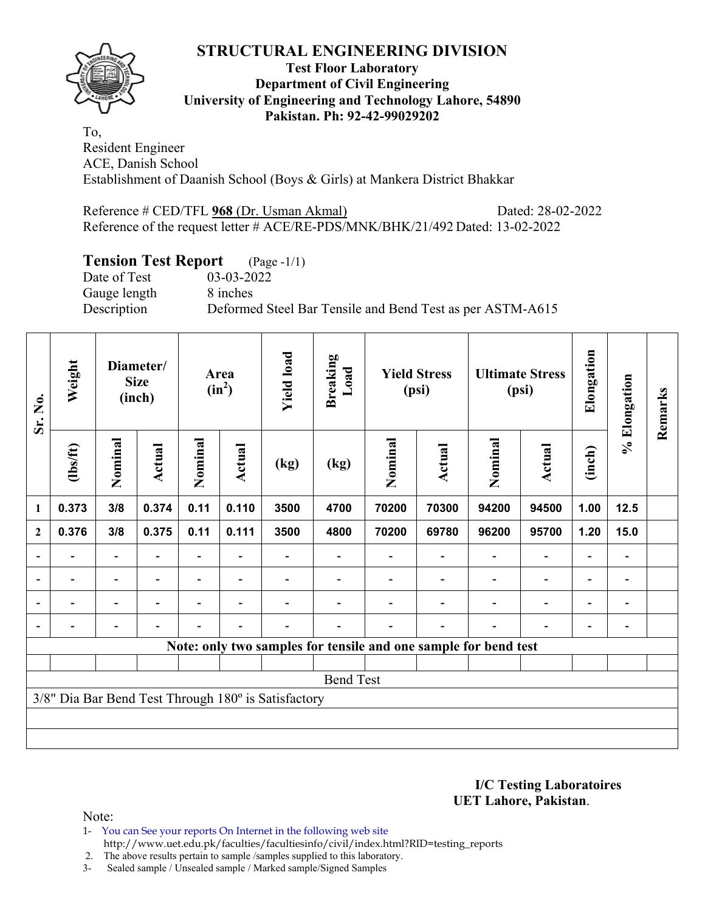# STRUCTURAL ENGINEERING DIVISION

**Test Floor Laboratory**
**Department of Civil Engineering**
**University of Engineering and Technology Lahore, 54890**
**Pakistan. Ph: 92-42-99029202**

To,
Resident Engineer
ACE, Danish School
Establishment of Daanish School (Boys & Girls) at Mankera District Bhakkar

Reference # CED/TFL **968** (Dr. Usman Akmal) Dated: 28-02-2022
Reference of the request letter # ACE/RE-PDS/MNK/BHK/21/492 Dated: 13-02-2022

## Tension Test Report (Page -1/1)

Date of Test 03-03-2022
Gauge length 8 inches
Description Deformed Steel Bar Tensile and Bend Test as per ASTM-A615

| Sr. No. | Weight | Diameter/ Size (inch) | | Area ($in^2$) | | Yield load | Breaking Load | Yield Stress (psi) | | Ultimate Stress (psi) | | Elongation | % Elongation | Remarks |
|---|---|---|---|---|---|---|---|---|---|---|---|---|---|---|
| | (lbs/ft) | Nominal | Actual | Nominal | Actual | (kg) | (kg) | Nominal | Actual | Nominal | Actual | (inch) | | |
| 1 | 0.373 | 3/8 | 0.374 | 0.11 | 0.110 | 3500 | 4700 | 70200 | 70300 | 94200 | 94500 | 1.00 | 12.5 | |
| 2 | 0.376 | 3/8 | 0.375 | 0.11 | 0.111 | 3500 | 4800 | 70200 | 69780 | 96200 | 95700 | 1.20 | 15.0 | |
| - | - | - | - | - | - | - | - | - | - | - | - | - | - | |
| - | - | - | - | - | - | - | - | - | - | - | - | - | - | |
| - | - | - | - | - | - | - | - | - | - | - | - | - | - | |
| - | - | - | - | - | - | - | - | - | - | - | - | - | - | |
| **Note: only two samples for tensile and one sample for bend test** | | | | | | | | | | | | | | |
| Bend Test | | | | | | | | | | | | | | |
| 3/8" Dia Bar Bend Test Through 180º is Satisfactory | | | | | | | | | | | | | | |

**I/C Testing Laboratoires**
**UET Lahore, Pakistan**.

Note:
1- You can See your reports On Internet in the following web site
http://www.uet.edu.pk/faculties/facultiesinfo/civil/index.html?RID=testing_reports
2. The above results pertain to sample /samples supplied to this laboratory.
3- Sealed sample / Unsealed sample / Marked sample/Signed Samples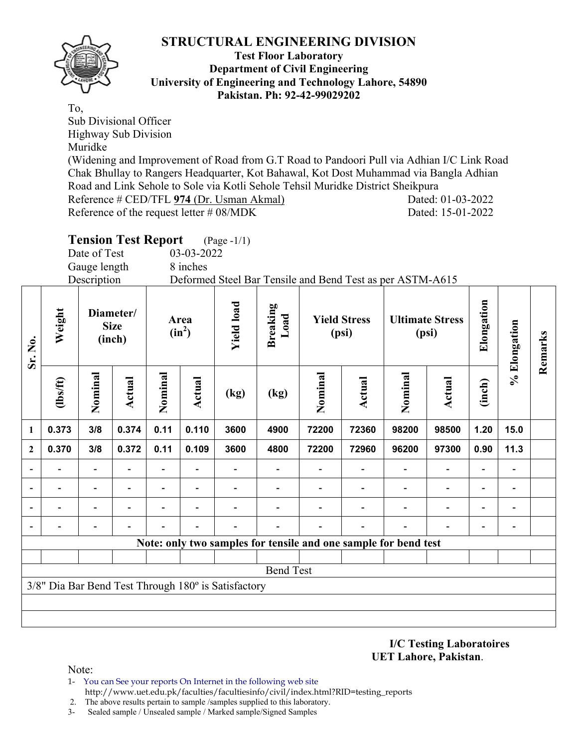# STRUCTURAL ENGINEERING DIVISION

**Test Floor Laboratory**
**Department of Civil Engineering**
**University of Engineering and Technology Lahore, 54890**
**Pakistan. Ph: 92-42-99029202**

To,
Sub Divisional Officer
Highway Sub Division
Muridke
(Widening and Improvement of Road from G.T Road to Pandoori Pull via Adhian I/C Link Road Chak Bhullay to Rangers Headquarter, Kot Bahawal, Kot Dost Muhammad via Bangla Adhian Road and Link Sehole to Sole via Kotli Sehole Tehsil Muridke District Sheikpura

Reference # CED/TFL **974** (Dr. Usman Akmal) Dated: 01-03-2022
Reference of the request letter # 08/MDK Dated: 15-01-2022

## Tension Test Report (Page -1/1)

Date of Test 03-03-2022
Gauge length 8 inches
Description Deformed Steel Bar Tensile and Bend Test as per ASTM-A615

| Sr. No. | Weight | Diameter/ Size (inch) | | Area ($in^2$) | | Yield load | Breaking Load | Yield Stress (psi) | | Ultimate Stress (psi) | | Elongation | % Elongation | Remarks |
|---|---|---|---|---|---|---|---|---|---|---|---|---|---|---|
| | (lbs/ft) | Nominal | Actual | Nominal | Actual | (kg) | (kg) | Nominal | Actual | Nominal | Actual | (inch) | | |
| **1** | **0.373** | **3/8** | **0.374** | **0.11** | **0.110** | **3600** | **4900** | **72200** | **72360** | **98200** | **98500** | **1.20** | **15.0** | |
| **2** | **0.370** | **3/8** | **0.372** | **0.11** | **0.109** | **3600** | **4800** | **72200** | **72960** | **96200** | **97300** | **0.90** | **11.3** | |
| - | - | - | - | - | - | - | - | - | - | - | - | - | - | |
| - | - | - | - | - | - | - | - | - | - | - | - | - | - | |
| - | - | - | - | - | - | - | - | - | - | - | - | - | - | |
| - | - | - | - | - | - | - | - | - | - | - | - | - | - | |

**Note: only two samples for tensile and one sample for bend test**

Bend Test

3/8" Dia Bar Bend Test Through 180º is Satisfactory

**I/C Testing Laboratoires**
**UET Lahore, Pakistan**.

Note:
1- You can See your reports On Internet in the following web site
http://www.uet.edu.pk/faculties/facultiesinfo/civil/index.html?RID=testing_reports
2. The above results pertain to sample /samples supplied to this laboratory.
3- Sealed sample / Unsealed sample / Marked sample/Signed Samples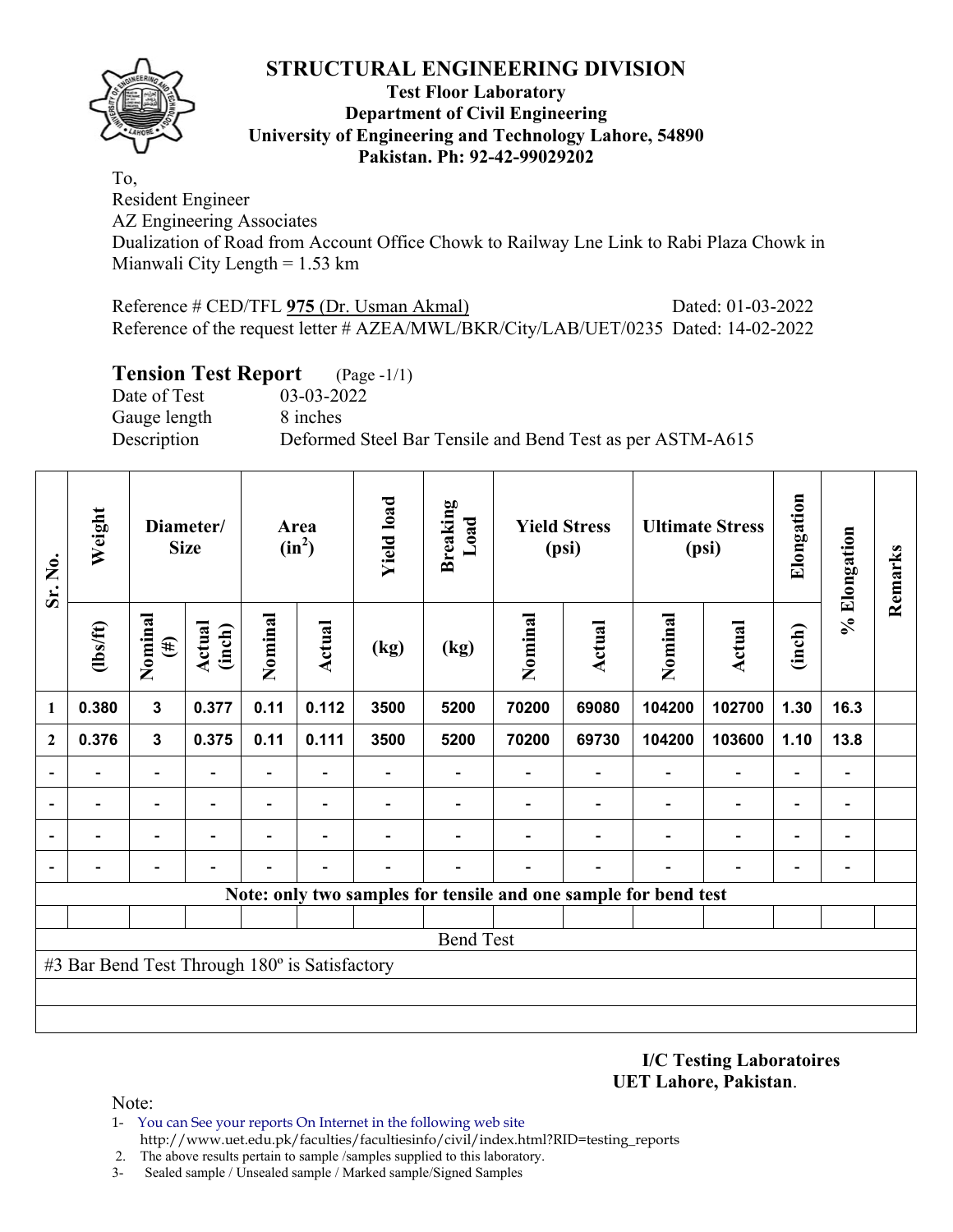# STRUCTURAL ENGINEERING DIVISION

**Test Floor Laboratory**
**Department of Civil Engineering**
**University of Engineering and Technology Lahore, 54890**
**Pakistan. Ph: 92-42-99029202**

To,
Resident Engineer
AZ Engineering Associates
Dualization of Road from Account Office Chowk to Railway Lne Link to Rabi Plaza Chowk in Mianwali City Length = 1.53 km

Reference # CED/TFL **975** (Dr. Usman Akmal) Dated: 01-03-2022
Reference of the request letter # AZEA/MWL/BKR/City/LAB/UET/0235 Dated: 14-02-2022

## Tension Test Report (Page -1/1)

Date of Test: 03-03-2022
Gauge length: 8 inches
Description: Deformed Steel Bar Tensile and Bend Test as per ASTM-A615

| Sr. No. | Weight | Diameter/ Size | | Area ($in^2$) | | Yield load | Breaking Load | Yield Stress (psi) | | Ultimate Stress (psi) | | Elongation | % Elongation | Remarks |
|---|---|---|---|---|---|---|---|---|---|---|---|---|---|---|
| | (lbs/ft) | Nominal (#) | Actual (inch) | Nominal | Actual | (kg) | (kg) | Nominal | Actual | Nominal | Actual | (inch) | | |
| 1 | 0.380 | 3 | 0.377 | 0.11 | 0.112 | 3500 | 5200 | 70200 | 69080 | 104200 | 102700 | 1.30 | 16.3 | |
| 2 | 0.376 | 3 | 0.375 | 0.11 | 0.111 | 3500 | 5200 | 70200 | 69730 | 104200 | 103600 | 1.10 | 13.8 | |
| - | - | - | - | - | - | - | - | - | - | - | - | - | - | |
| - | - | - | - | - | - | - | - | - | - | - | - | - | - | |
| - | - | - | - | - | - | - | - | - | - | - | - | - | - | |
| - | - | - | - | - | - | - | - | - | - | - | - | - | - | |

**Note: only two samples for tensile and one sample for bend test**

Bend Test

#3 Bar Bend Test Through 180º is Satisfactory

**I/C Testing Laboratoires**
**UET Lahore, Pakistan**.

Note:
1- You can See your reports On Internet in the following web site
http://www.uet.edu.pk/faculties/facultiesinfo/civil/index.html?RID=testing_reports
2. The above results pertain to sample /samples supplied to this laboratory.
3- Sealed sample / Unsealed sample / Marked sample/Signed Samples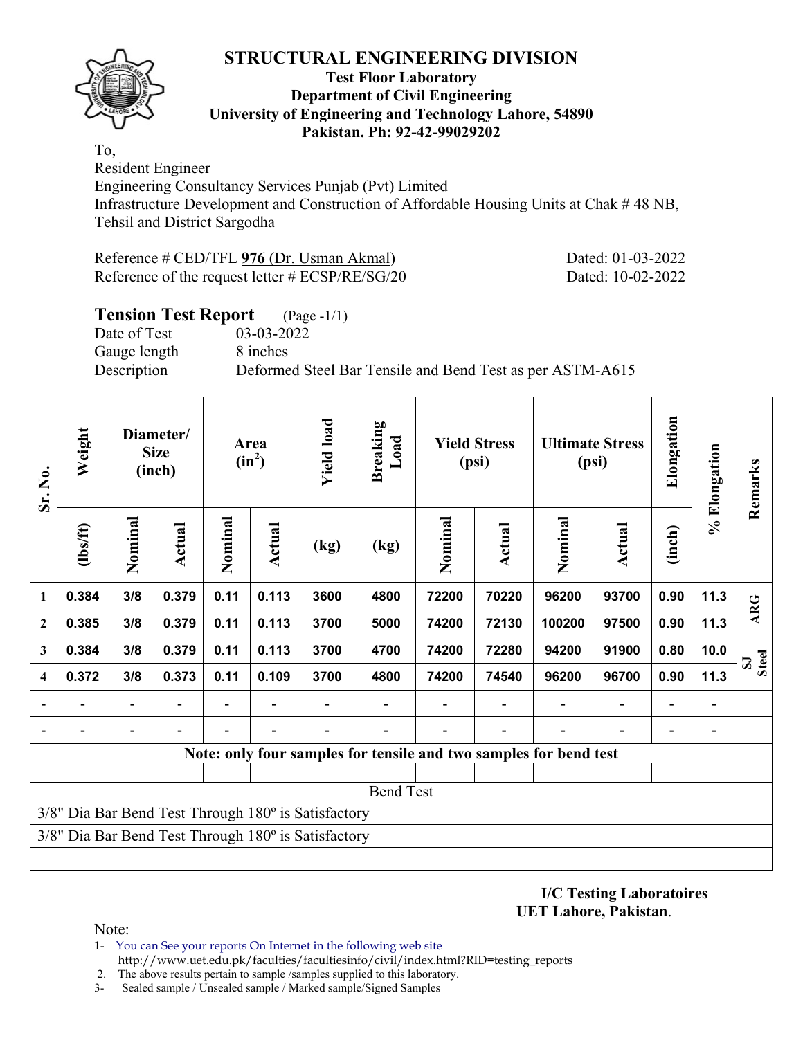# STRUCTURAL ENGINEERING DIVISION

**Test Floor Laboratory**
**Department of Civil Engineering**
**University of Engineering and Technology Lahore, 54890**
**Pakistan. Ph: 92-42-99029202**

To,
Resident Engineer
Engineering Consultancy Services Punjab (Pvt) Limited
Infrastructure Development and Construction of Affordable Housing Units at Chak # 48 NB, Tehsil and District Sargodha

Reference # CED/TFL **976** (Dr. Usman Akmal) Dated: 01-03-2022
Reference of the request letter # ECSP/RE/SG/20 Dated: 10-02-2022

## Tension Test Report (Page -1/1)

Date of Test 03-03-2022
Gauge length 8 inches
Description Deformed Steel Bar Tensile and Bend Test as per ASTM-A615

| Sr. No. | Weight | Diameter/ Size (inch) | | Area ($in^2$) | | Yield load | Breaking Load | Yield Stress (psi) | | Ultimate Stress (psi) | | Elongation | % Elongation | Remarks |
|---|---|---|---|---|---|---|---|---|---|---|---|---|---|---|
| | (lbs/ft) | Nominal | Actual | Nominal | Actual | (kg) | (kg) | Nominal | Actual | Nominal | Actual | (inch) | | |
| 1 | 0.384 | 3/8 | 0.379 | 0.11 | 0.113 | 3600 | 4800 | 72200 | 70220 | 96200 | 93700 | 0.90 | 11.3 | ARG |
| 2 | 0.385 | 3/8 | 0.379 | 0.11 | 0.113 | 3700 | 5000 | 74200 | 72130 | 100200 | 97500 | 0.90 | 11.3 | |
| 3 | 0.384 | 3/8 | 0.379 | 0.11 | 0.113 | 3700 | 4700 | 74200 | 72280 | 94200 | 91900 | 0.80 | 10.0 | SJ Steel |
| 4 | 0.372 | 3/8 | 0.373 | 0.11 | 0.109 | 3700 | 4800 | 74200 | 74540 | 96200 | 96700 | 0.90 | 11.3 | |
| - | - | - | - | - | - | - | - | - | - | - | - | - | - | |
| - | - | - | - | - | - | - | - | - | - | - | - | - | - | |
| Note: only four samples for tensile and two samples for bend test | | | | | | | | | | | | | | |
| Bend Test | | | | | | | | | | | | | | |
| 3/8" Dia Bar Bend Test Through 180º is Satisfactory | | | | | | | | | | | | | | |
| 3/8" Dia Bar Bend Test Through 180º is Satisfactory | | | | | | | | | | | | | | |

**I/C Testing Laboratoires**
**UET Lahore, Pakistan**.

Note:
1- You can See your reports On Internet in the following web site
http://www.uet.edu.pk/faculties/facultiesinfo/civil/index.html?RID=testing_reports
2. The above results pertain to sample /samples supplied to this laboratory.
3- Sealed sample / Unsealed sample / Marked sample/Signed Samples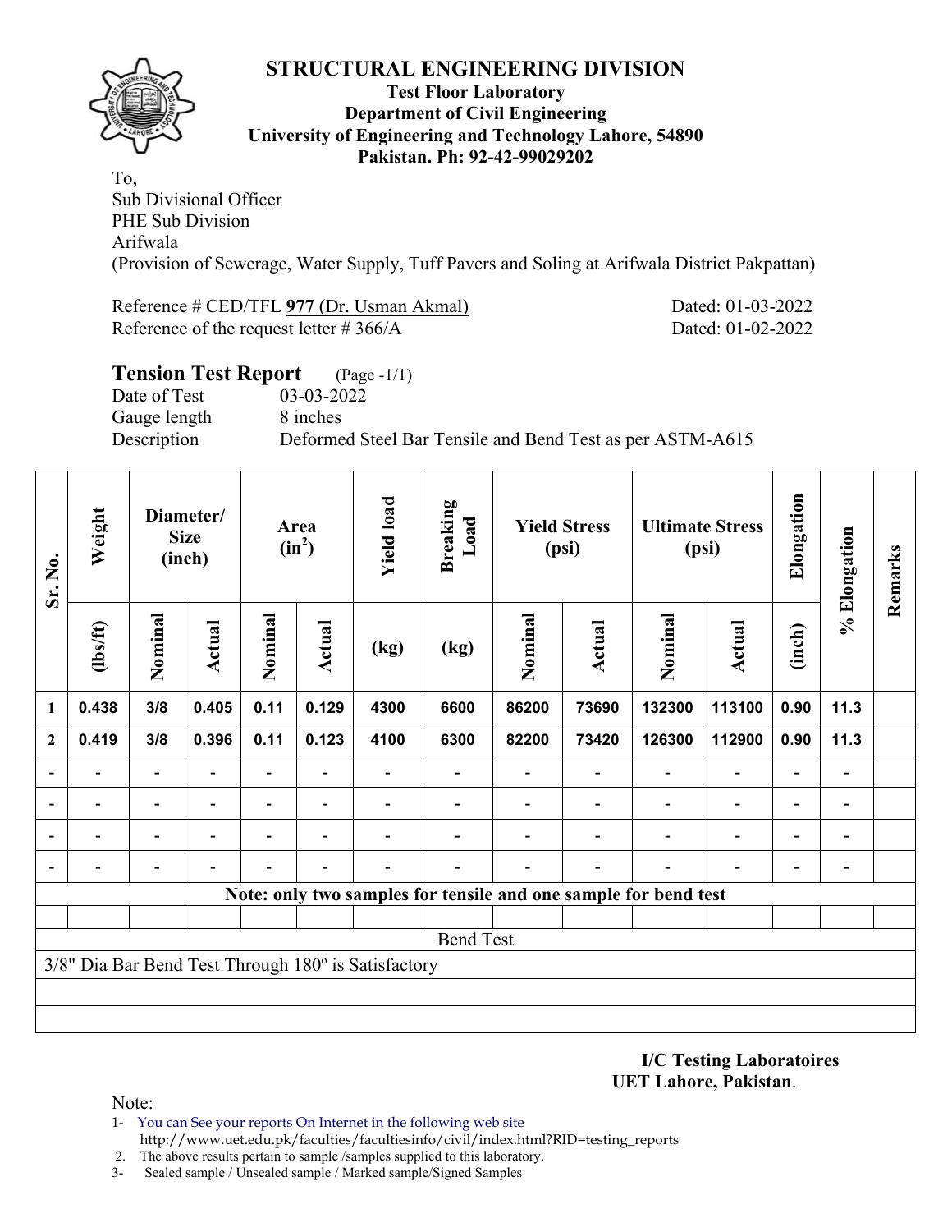# STRUCTURAL ENGINEERING DIVISION

**Test Floor Laboratory**
**Department of Civil Engineering**
**University of Engineering and Technology Lahore, 54890**
**Pakistan. Ph: 92-42-99029202**

To,
Sub Divisional Officer
PHE Sub Division
Arifwala
(Provision of Sewerage, Water Supply, Tuff Pavers and Soling at Arifwala District Pakpattan)

Reference # CED/TFL **977** (Dr. Usman Akmal) Dated: 01-03-2022
Reference of the request letter # 366/A Dated: 01-02-2022

## Tension Test Report (Page -1/1)

Date of Test 03-03-2022
Gauge length 8 inches
Description Deformed Steel Bar Tensile and Bend Test as per ASTM-A615

| Sr. No. | Weight | Diameter/ Size (inch) | | Area ($in^2$) | | Yield load | Breaking Load | Yield Stress (psi) | | Ultimate Stress (psi) | | Elongation | % Elongation | Remarks |
|---|---|---|---|---|---|---|---|---|---|---|---|---|---|---|
| | (lbs/ft) | Nominal | Actual | Nominal | Actual | (kg) | (kg) | Nominal | Actual | Nominal | Actual | (inch) | | |
| 1 | 0.438 | 3/8 | 0.405 | 0.11 | 0.129 | 4300 | 6600 | 86200 | 73690 | 132300 | 113100 | 0.90 | 11.3 | |
| 2 | 0.419 | 3/8 | 0.396 | 0.11 | 0.123 | 4100 | 6300 | 82200 | 73420 | 126300 | 112900 | 0.90 | 11.3 | |
| - | - | - | - | - | - | - | - | - | - | - | - | - | - | |
| - | - | - | - | - | - | - | - | - | - | - | - | - | - | |
| - | - | - | - | - | - | - | - | - | - | - | - | - | - | |
| - | - | - | - | - | - | - | - | - | - | - | - | - | - | |
| **Note: only two samples for tensile and one sample for bend test** | | | | | | | | | | | | | | |
| Bend Test | | | | | | | | | | | | | | |
| 3/8" Dia Bar Bend Test Through 180º is Satisfactory | | | | | | | | | | | | | | |

**I/C Testing Laboratoires**
**UET Lahore, Pakistan**.

Note:
1- You can See your reports On Internet in the following web site
http://www.uet.edu.pk/faculties/facultiesinfo/civil/index.html?RID=testing_reports
2. The above results pertain to sample /samples supplied to this laboratory.
3- Sealed sample / Unsealed sample / Marked sample/Signed Samples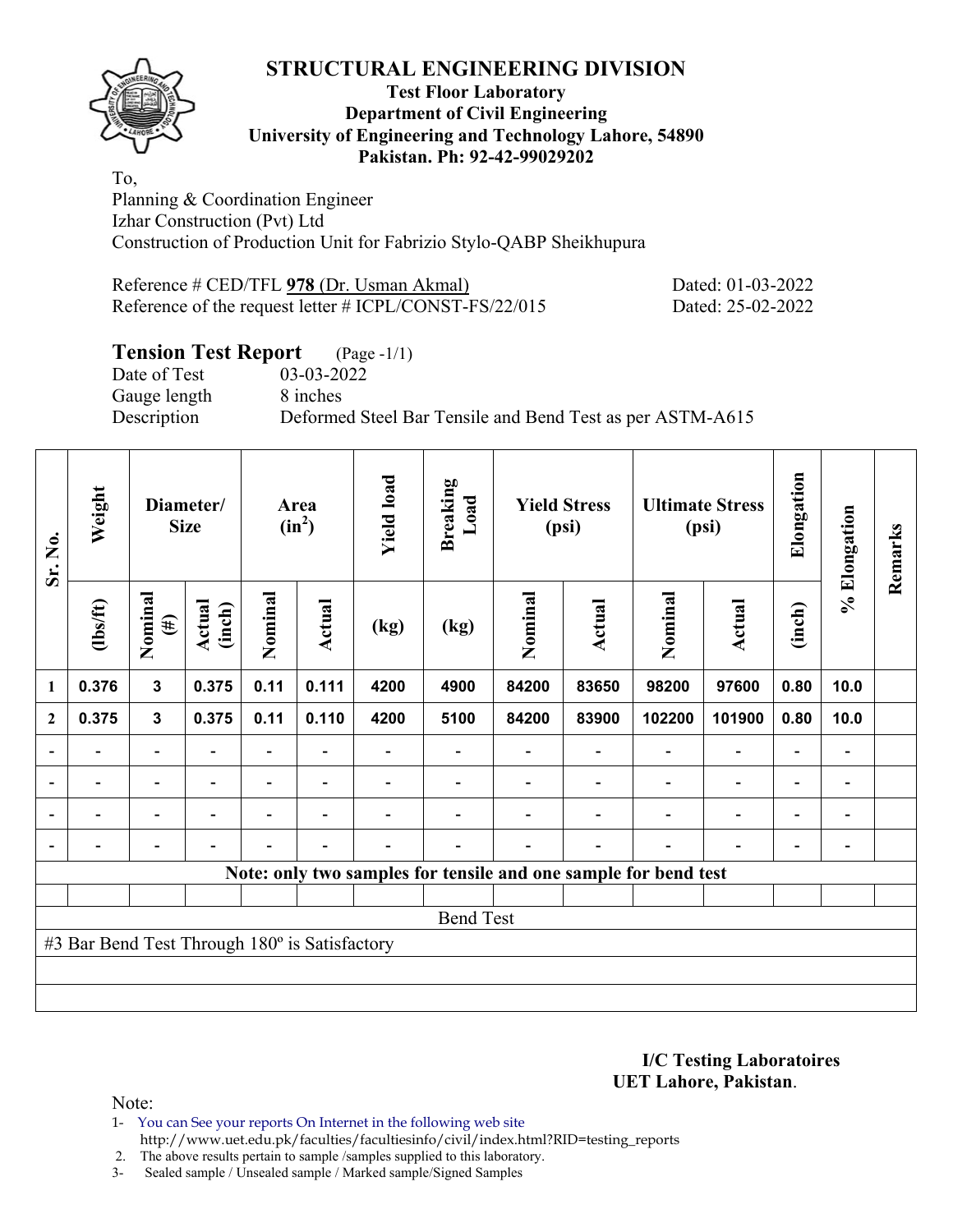## STRUCTURAL ENGINEERING DIVISION

**Test Floor Laboratory**
**Department of Civil Engineering**
**University of Engineering and Technology Lahore, 54890**
**Pakistan. Ph: 92-42-99029202**

To,
Planning & Coordination Engineer
Izhar Construction (Pvt) Ltd
Construction of Production Unit for Fabrizio Stylo-QABP Sheikhupura

Reference # CED/TFL **978** (Dr. Usman Akmal) Dated: 01-03-2022
Reference of the request letter # ICPL/CONST-FS/22/015 Dated: 25-02-2022

### Tension Test Report (Page -1/1)

Date of Test 03-03-2022
Gauge length 8 inches
Description Deformed Steel Bar Tensile and Bend Test as per ASTM-A615

| Sr. No. | Weight | Diameter/ Size | | Area ($in^2$) | | Yield load | Breaking Load | Yield Stress (psi) | | Ultimate Stress (psi) | | Elongation | % Elongation | Remarks |
|---|---|---|---|---|---|---|---|---|---|---|---|---|---|---|
| | (lbs/ft) | Nominal (#) | Actual (inch) | Nominal | Actual | (kg) | (kg) | Nominal | Actual | Nominal | Actual | (inch) | | |
| 1 | 0.376 | 3 | 0.375 | 0.11 | 0.111 | 4200 | 4900 | 84200 | 83650 | 98200 | 97600 | 0.80 | 10.0 | |
| 2 | 0.375 | 3 | 0.375 | 0.11 | 0.110 | 4200 | 5100 | 84200 | 83900 | 102200 | 101900 | 0.80 | 10.0 | |
| - | - | - | - | - | - | - | - | - | - | - | - | - | - | |
| - | - | - | - | - | - | - | - | - | - | - | - | - | - | |
| - | - | - | - | - | - | - | - | - | - | - | - | - | - | |
| - | - | - | - | - | - | - | - | - | - | - | - | - | - | |

**Note: only two samples for tensile and one sample for bend test**

Bend Test

#3 Bar Bend Test Through 180º is Satisfactory

**I/C Testing Laboratoires**
**UET Lahore, Pakistan**.

Note:
1- You can See your reports On Internet in the following web site
http://www.uet.edu.pk/faculties/facultiesinfo/civil/index.html?RID=testing_reports
2. The above results pertain to sample /samples supplied to this laboratory.
3- Sealed sample / Unsealed sample / Marked sample/Signed Samples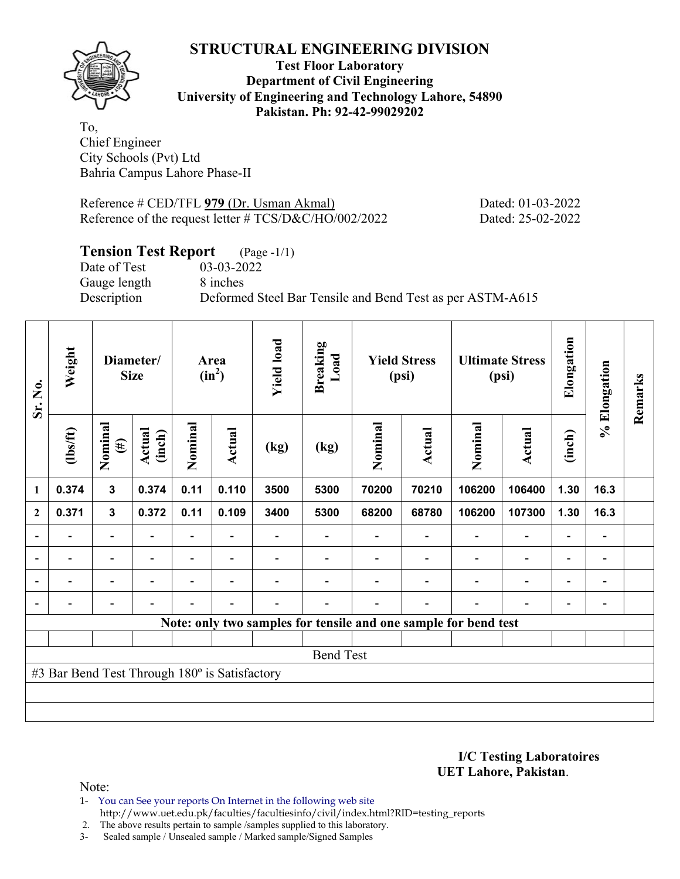# STRUCTURAL ENGINEERING DIVISION

**Test Floor Laboratory**
**Department of Civil Engineering**
**University of Engineering and Technology Lahore, 54890**
**Pakistan. Ph: 92-42-99029202**

To,
Chief Engineer
City Schools (Pvt) Ltd
Bahria Campus Lahore Phase-II

Reference # CED/TFL **979** (Dr. Usman Akmal) Dated: 01-03-2022
Reference of the request letter # TCS/D&C/HO/002/2022 Dated: 25-02-2022

## Tension Test Report (Page -1/1)

Date of Test 03-03-2022
Gauge length 8 inches
Description Deformed Steel Bar Tensile and Bend Test as per ASTM-A615

| Sr. No. | Weight | Diameter/ Size | | Area ($in^2$) | | Yield load | Breaking Load | Yield Stress (psi) | | Ultimate Stress (psi) | | Elongation | % Elongation | Remarks |
|---|---|---|---|---|---|---|---|---|---|---|---|---|---|---|
| | (lbs/ft) | Nominal (#) | Actual (inch) | Nominal | Actual | (kg) | (kg) | Nominal | Actual | Nominal | Actual | (inch) | | |
| 1 | 0.374 | 3 | 0.374 | 0.11 | 0.110 | 3500 | 5300 | 70200 | 70210 | 106200 | 106400 | 1.30 | 16.3 | |
| 2 | 0.371 | 3 | 0.372 | 0.11 | 0.109 | 3400 | 5300 | 68200 | 68780 | 106200 | 107300 | 1.30 | 16.3 | |
| - | - | - | - | - | - | - | - | - | - | - | - | - | - | |
| - | - | - | - | - | - | - | - | - | - | - | - | - | - | |
| - | - | - | - | - | - | - | - | - | - | - | - | - | - | |
| - | - | - | - | - | - | - | - | - | - | - | - | - | - | |

**Note: only two samples for tensile and one sample for bend test**

Bend Test

#3 Bar Bend Test Through 180º is Satisfactory

**I/C Testing Laboratoires**
**UET Lahore, Pakistan**.

Note:
1- You can See your reports On Internet in the following web site
http://www.uet.edu.pk/faculties/facultiesinfo/civil/index.html?RID=testing_reports
2. The above results pertain to sample /samples supplied to this laboratory.
3- Sealed sample / Unsealed sample / Marked sample/Signed Samples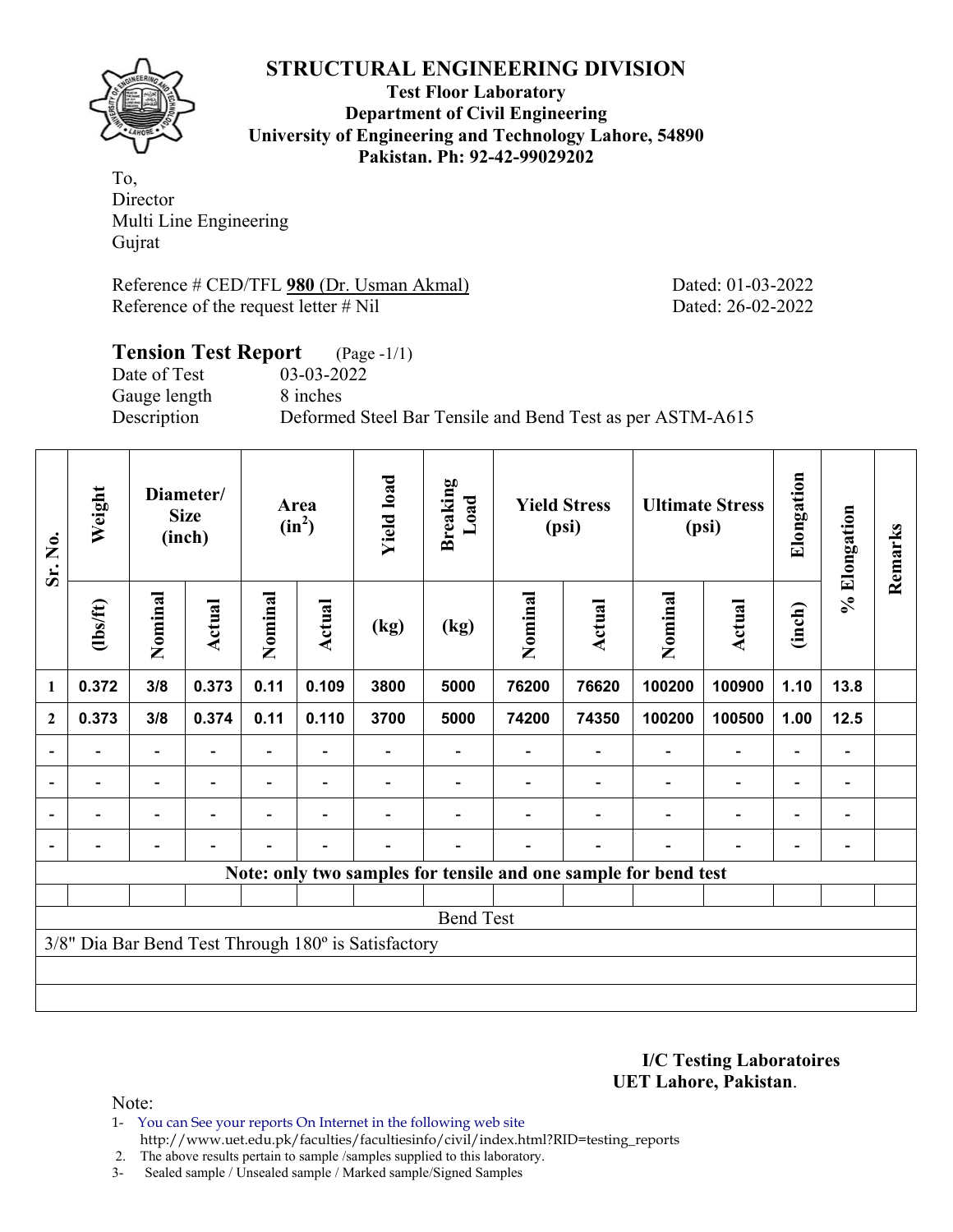# STRUCTURAL ENGINEERING DIVISION

**Test Floor Laboratory**
**Department of Civil Engineering**
**University of Engineering and Technology Lahore, 54890**
**Pakistan. Ph: 92-42-99029202**

To,
Director
Multi Line Engineering
Gujrat

Reference # CED/TFL **980** (Dr. Usman Akmal) Dated: 01-03-2022
Reference of the request letter # Nil Dated: 26-02-2022

## Tension Test Report (Page -1/1)

Date of Test 03-03-2022
Gauge length 8 inches
Description Deformed Steel Bar Tensile and Bend Test as per ASTM-A615

| Sr. No. | Weight | Diameter/ Size (inch) | | Area ($in^2$) | | Yield load | Breaking Load | Yield Stress (psi) | | Ultimate Stress (psi) | | Elongation | % Elongation | Remarks |
|---|---|---|---|---|---|---|---|---|---|---|---|---|---|---|
| | (lbs/ft) | Nominal | Actual | Nominal | Actual | (kg) | (kg) | Nominal | Actual | Nominal | Actual | (inch) | | |
| 1 | 0.372 | 3/8 | 0.373 | 0.11 | 0.109 | 3800 | 5000 | 76200 | 76620 | 100200 | 100900 | 1.10 | 13.8 | |
| 2 | 0.373 | 3/8 | 0.374 | 0.11 | 0.110 | 3700 | 5000 | 74200 | 74350 | 100200 | 100500 | 1.00 | 12.5 | |
| - | - | - | - | - | - | - | - | - | - | - | - | - | - | |
| - | - | - | - | - | - | - | - | - | - | - | - | - | - | |
| - | - | - | - | - | - | - | - | - | - | - | - | - | - | |
| - | - | - | - | - | - | - | - | - | - | - | - | - | - | |

**Note: only two samples for tensile and one sample for bend test**

Bend Test

3/8" Dia Bar Bend Test Through 180º is Satisfactory

**I/C Testing Laboratoires**
**UET Lahore, Pakistan**.

Note:
1- You can See your reports On Internet in the following web site
http://www.uet.edu.pk/faculties/facultiesinfo/civil/index.html?RID=testing_reports
2. The above results pertain to sample /samples supplied to this laboratory.
3- Sealed sample / Unsealed sample / Marked sample/Signed Samples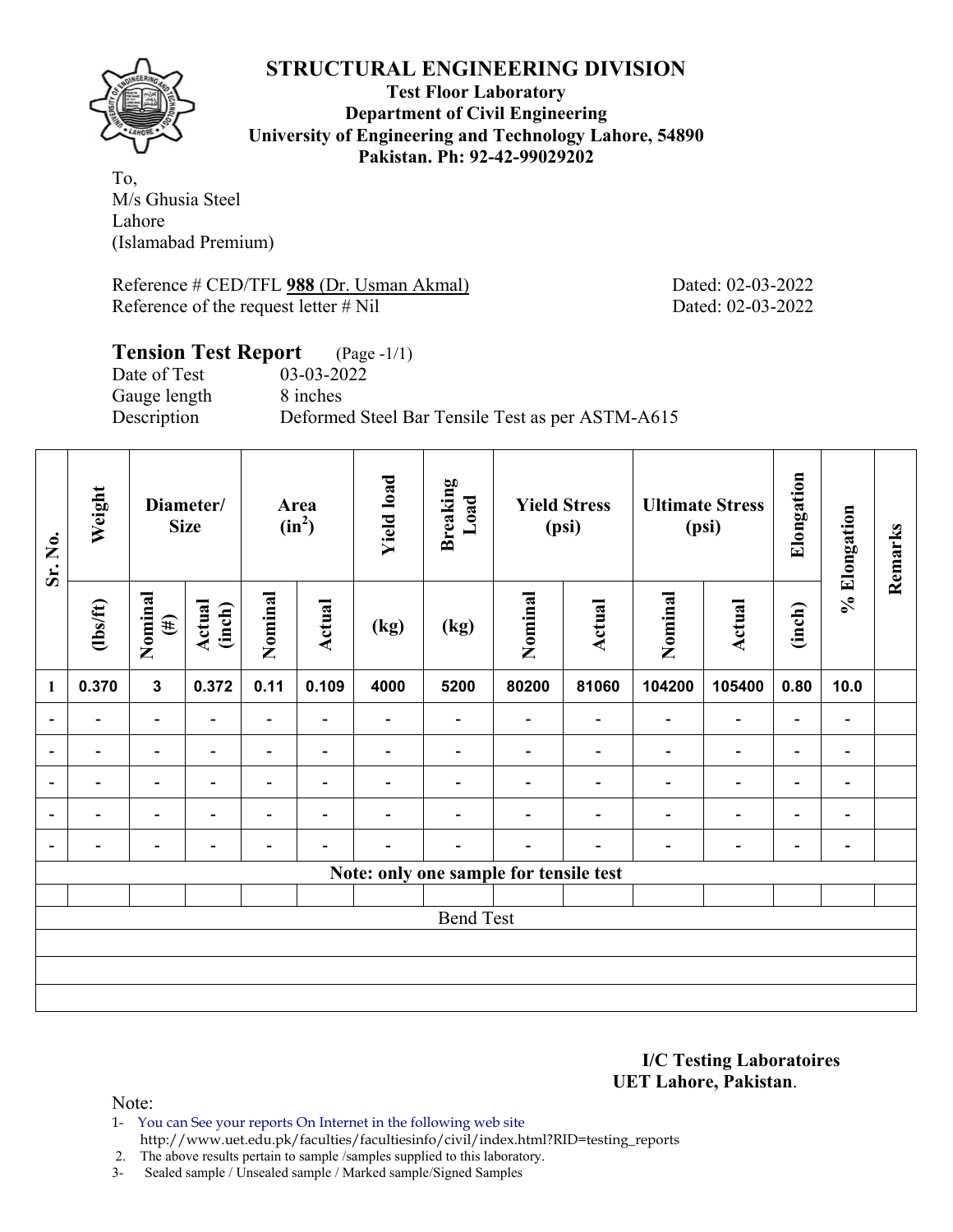# STRUCTURAL ENGINEERING DIVISION

**Test Floor Laboratory**
**Department of Civil Engineering**
**University of Engineering and Technology Lahore, 54890**
**Pakistan. Ph: 92-42-99029202**

To,
M/s Ghusia Steel
Lahore
(Islamabad Premium)

Reference # CED/TFL **988** (Dr. Usman Akmal) Dated: 02-03-2022
Reference of the request letter # Nil Dated: 02-03-2022

**Tension Test Report** (Page -1/1)
Date of Test 03-03-2022
Gauge length 8 inches
Description Deformed Steel Bar Tensile Test as per ASTM-A615

| Sr. No. | Weight | Diameter/ Size | | Area ($in^2$) | | Yield load | Breaking Load | Yield Stress (psi) | | Ultimate Stress (psi) | | Elongation | % Elongation | Remarks |
|---|---|---|---|---|---|---|---|---|---|---|---|---|---|---|
| | (lbs/ft) | Nominal (#) | Actual (inch) | Nominal | Actual | (kg) | (kg) | Nominal | Actual | Nominal | Actual | (inch) | | |
| 1 | 0.370 | 3 | 0.372 | 0.11 | 0.109 | 4000 | 5200 | 80200 | 81060 | 104200 | 105400 | 0.80 | 10.0 | |
| - | - | - | - | - | - | - | - | - | - | - | - | - | - | |
| - | - | - | - | - | - | - | - | - | - | - | - | - | - | |
| - | - | - | - | - | - | - | - | - | - | - | - | - | - | |
| - | - | - | - | - | - | - | - | - | - | - | - | - | - | |
| - | - | - | - | - | - | - | - | - | - | - | - | - | - | |
| **Note: only one sample for tensile test** | | | | | | | | | | | | | | |
| | | | | | | | | | | | | | | |
| Bend Test | | | | | | | | | | | | | | |
| | | | | | | | | | | | | | | |
| | | | | | | | | | | | | | | |
| | | | | | | | | | | | | | | |

**I/C Testing Laboratoires**
**UET Lahore, Pakistan**.

Note:
1- You can See your reports On Internet in the following web site http://www.uet.edu.pk/faculties/facultiesinfo/civil/index.html?RID=testing_reports
2. The above results pertain to sample /samples supplied to this laboratory.
3- Sealed sample / Unsealed sample / Marked sample/Signed Samples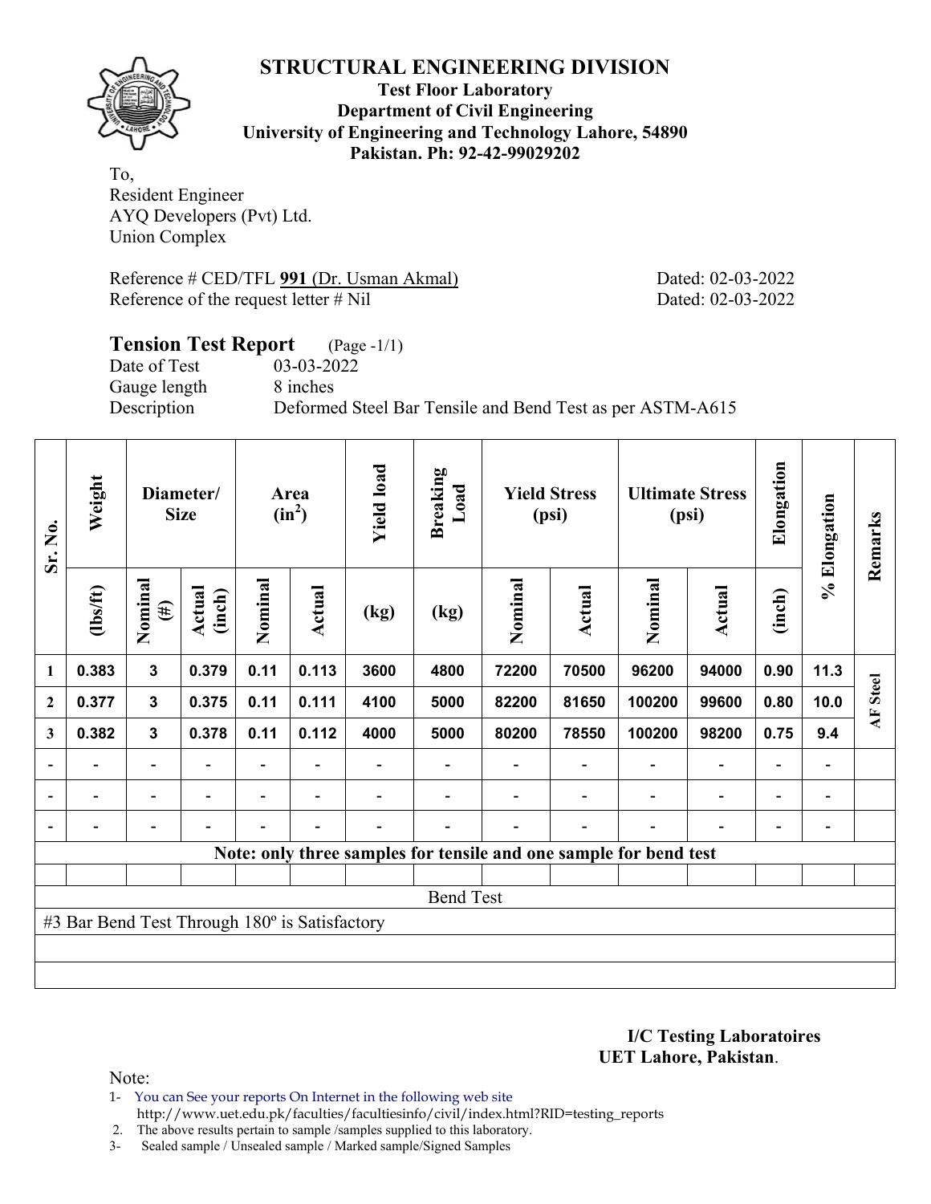# STRUCTURAL ENGINEERING DIVISION

**Test Floor Laboratory**
**Department of Civil Engineering**
**University of Engineering and Technology Lahore, 54890**
**Pakistan. Ph: 92-42-99029202**

To,
Resident Engineer
AYQ Developers (Pvt) Ltd.
Union Complex

Reference # CED/TFL **991** (Dr. Usman Akmal) Dated: 02-03-2022
Reference of the request letter # Nil Dated: 02-03-2022

## Tension Test Report (Page -1/1)

Date of Test 03-03-2022
Gauge length 8 inches
Description Deformed Steel Bar Tensile and Bend Test as per ASTM-A615

| Sr. No. | Weight | Diameter/ Size | | Area ($in^2$) | | Yield load | Breaking Load | Yield Stress (psi) | | Ultimate Stress (psi) | | Elongation | % Elongation | Remarks |
|---|---|---|---|---|---|---|---|---|---|---|---|---|---|---|
| | (lbs/ft) | Nominal (#) | Actual (inch) | Nominal | Actual | (kg) | (kg) | Nominal | Actual | Nominal | Actual | (inch) | | |
| 1 | 0.383 | 3 | 0.379 | 0.11 | 0.113 | 3600 | 4800 | 72200 | 70500 | 96200 | 94000 | 0.90 | 11.3 | AF Steel |
| 2 | 0.377 | 3 | 0.375 | 0.11 | 0.111 | 4100 | 5000 | 82200 | 81650 | 100200 | 99600 | 0.80 | 10.0 | |
| 3 | 0.382 | 3 | 0.378 | 0.11 | 0.112 | 4000 | 5000 | 80200 | 78550 | 100200 | 98200 | 0.75 | 9.4 | |
| - | - | - | - | - | - | - | - | - | - | - | - | - | - | |
| - | - | - | - | - | - | - | - | - | - | - | - | - | - | |
| - | - | - | - | - | - | - | - | - | - | - | - | - | - | |

**Note: only three samples for tensile and one sample for bend test**

Bend Test

#3 Bar Bend Test Through 180º is Satisfactory

**I/C Testing Laboratoires**
**UET Lahore, Pakistan**.

Note:
1- You can See your reports On Internet in the following web site
http://www.uet.edu.pk/faculties/facultiesinfo/civil/index.html?RID=testing_reports
2. The above results pertain to sample /samples supplied to this laboratory.
3- Sealed sample / Unsealed sample / Marked sample/Signed Samples